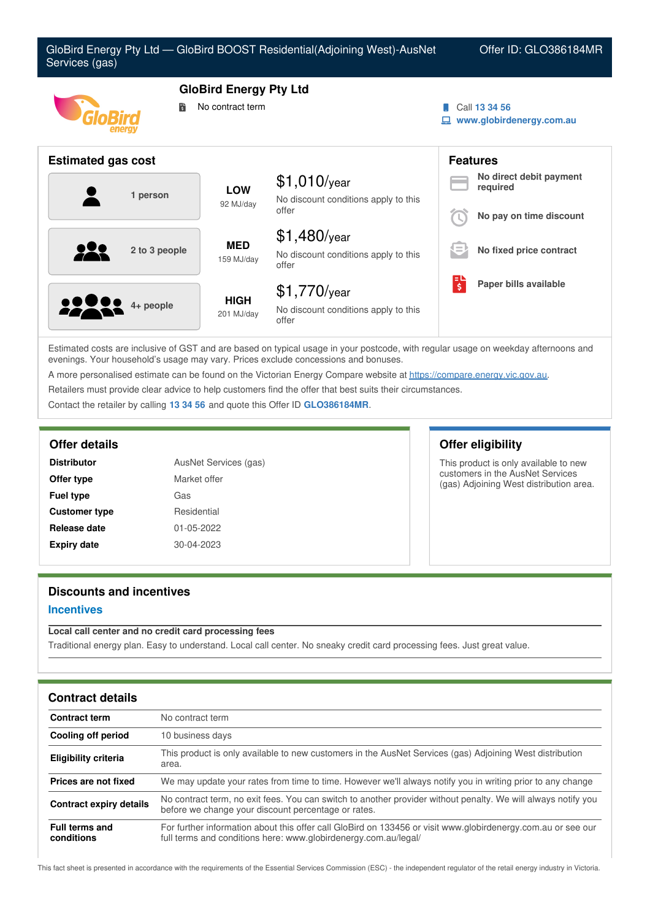# GloBird Energy Pty Ltd — GloBird BOOST Residential(Adjoining West)-AusNet Services (gas)

Offer ID: GLO386184MR

## GloBird Energy Pty Ltd

No contract term

Call 13 34 56
www.globirdenergy.com.au

## Estimated gas cost

| Household | Usage | Cost |
|---|---|---|
| 1 person | **LOW** 92 MJ/day | $1,010/year — No discount conditions apply to this offer |
| 2 to 3 people | **MED** 159 MJ/day | $1,480/year — No discount conditions apply to this offer |
| 4+ people | **HIGH** 201 MJ/day | $1,770/year — No discount conditions apply to this offer |

## Features

- **No direct debit payment required**
- **No pay on time discount**
- **No fixed price contract**
- **Paper bills available**

Estimated costs are inclusive of GST and are based on typical usage in your postcode, with regular usage on weekday afternoons and evenings. Your household's usage may vary. Prices exclude concessions and bonuses.

A more personalised estimate can be found on the Victorian Energy Compare website at https://compare.energy.vic.gov.au.

Retailers must provide clear advice to help customers find the offer that best suits their circumstances.

Contact the retailer by calling **13 34 56** and quote this Offer ID **GLO386184MR**.

## Offer details

| | |
|---|---|
| **Distributor** | AusNet Services (gas) |
| **Offer type** | Market offer |
| **Fuel type** | Gas |
| **Customer type** | Residential |
| **Release date** | 01-05-2022 |
| **Expiry date** | 30-04-2023 |

## Offer eligibility

This product is only available to new customers in the AusNet Services (gas) Adjoining West distribution area.

## Discounts and incentives

### Incentives

**Local call center and no credit card processing fees**

Traditional energy plan. Easy to understand. Local call center. No sneaky credit card processing fees. Just great value.

## Contract details

| | |
|---|---|
| **Contract term** | No contract term |
| **Cooling off period** | 10 business days |
| **Eligibility criteria** | This product is only available to new customers in the AusNet Services (gas) Adjoining West distribution area. |
| **Prices are not fixed** | We may update your rates from time to time. However we'll always notify you in writing prior to any change |
| **Contract expiry details** | No contract term, no exit fees. You can switch to another provider without penalty. We will always notify you before we change your discount percentage or rates. |
| **Full terms and conditions** | For further information about this offer call GloBird on 133456 or visit www.globirdenergy.com.au or see our full terms and conditions here: www.globirdenergy.com.au/legal/ |

This fact sheet is presented in accordance with the requirements of the Essential Services Commission (ESC) - the independent regulator of the retail energy industry in Victoria.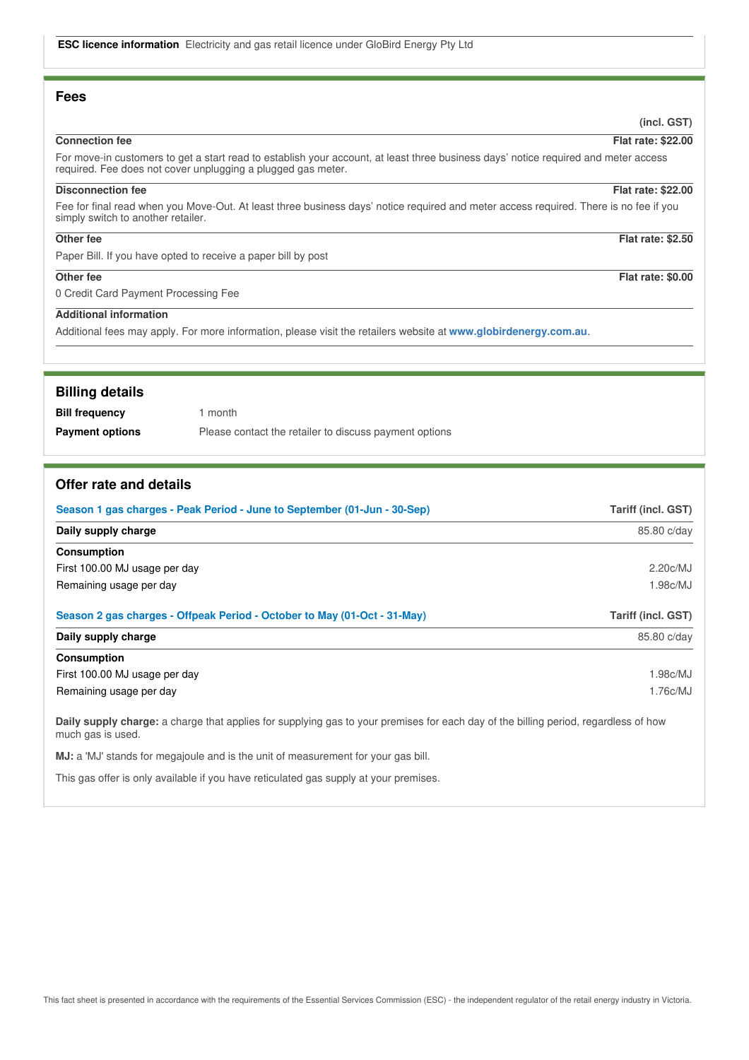| | |
|---|---|
| **ESC licence information** | Electricity and gas retail licence under GloBird Energy Pty Ltd |

## Fees

| | (incl. GST) |
|---|---|
| **Connection fee** | **Flat rate: $22.00** |
| For move-in customers to get a start read to establish your account, at least three business days' notice required and meter access required. Fee does not cover unplugging a plugged gas meter. | |
| **Disconnection fee** | **Flat rate: $22.00** |
| Fee for final read when you Move-Out. At least three business days' notice required and meter access required. There is no fee if you simply switch to another retailer. | |
| **Other fee** | **Flat rate: $2.50** |
| Paper Bill. If you have opted to receive a paper bill by post | |
| **Other fee** | **Flat rate: $0.00** |
| 0 Credit Card Payment Processing Fee | |

**Additional information**

Additional fees may apply. For more information, please visit the retailers website at **www.globirdenergy.com.au**.

## Billing details

| | |
|---|---|
| **Bill frequency** | 1 month |
| **Payment options** | Please contact the retailer to discuss payment options |

## Offer rate and details

| Season 1 gas charges - Peak Period - June to September (01-Jun - 30-Sep) | Tariff (incl. GST) |
|---|---|
| **Daily supply charge** | 85.80 c/day |
| **Consumption** | |
| First 100.00 MJ usage per day | 2.20c/MJ |
| Remaining usage per day | 1.98c/MJ |

| Season 2 gas charges - Offpeak Period - October to May (01-Oct - 31-May) | Tariff (incl. GST) |
|---|---|
| **Daily supply charge** | 85.80 c/day |
| **Consumption** | |
| First 100.00 MJ usage per day | 1.98c/MJ |
| Remaining usage per day | 1.76c/MJ |

**Daily supply charge:** a charge that applies for supplying gas to your premises for each day of the billing period, regardless of how much gas is used.

**MJ:** a 'MJ' stands for megajoule and is the unit of measurement for your gas bill.

This gas offer is only available if you have reticulated gas supply at your premises.

This fact sheet is presented in accordance with the requirements of the Essential Services Commission (ESC) - the independent regulator of the retail energy industry in Victoria.